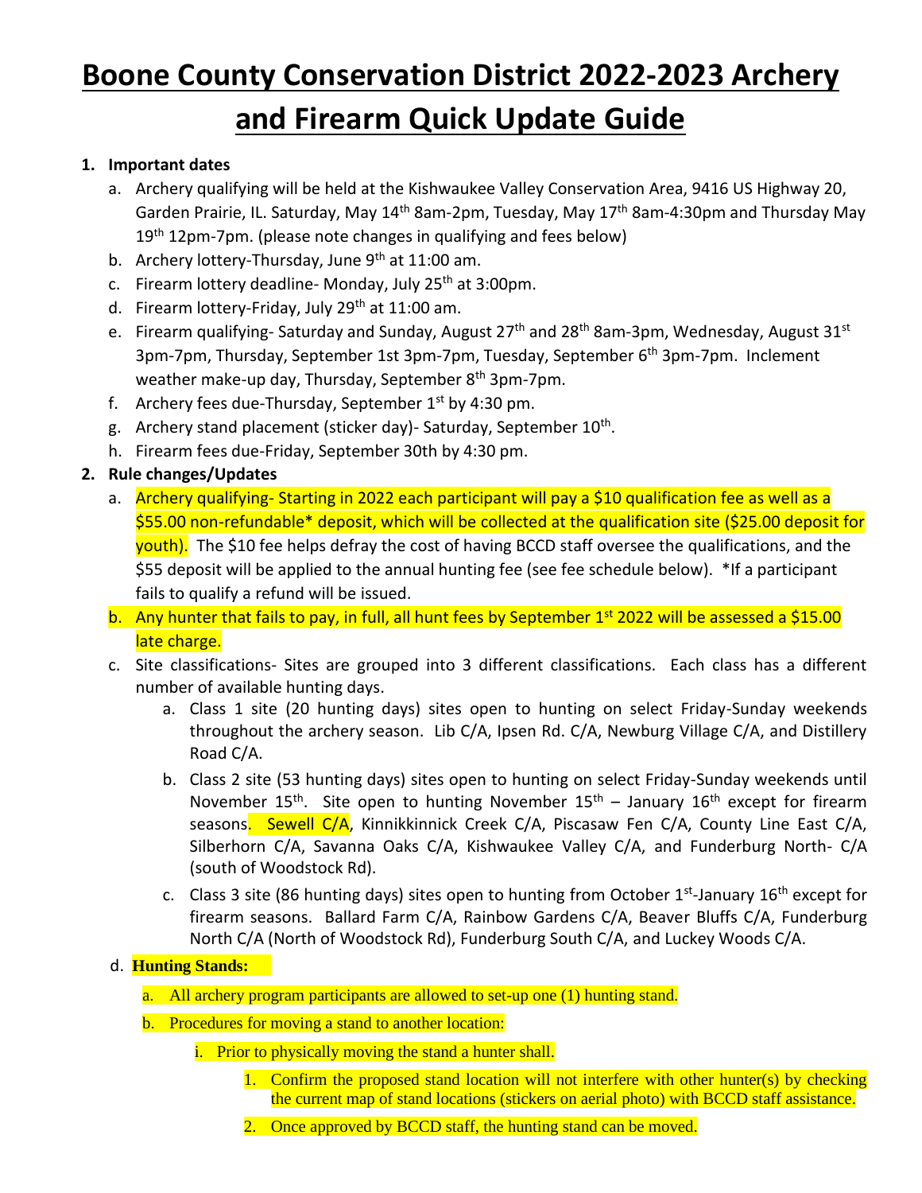# Boone County Conservation District 2022-2023 Archery and Firearm Quick Update Guide

1. **Important dates**
   a. Archery qualifying will be held at the Kishwaukee Valley Conservation Area, 9416 US Highway 20, Garden Prairie, IL. Saturday, May 14th 8am-2pm, Tuesday, May 17th 8am-4:30pm and Thursday May 19th 12pm-7pm. (please note changes in qualifying and fees below)
   b. Archery lottery-Thursday, June 9th at 11:00 am.
   c. Firearm lottery deadline- Monday, July 25th at 3:00pm.
   d. Firearm lottery-Friday, July 29th at 11:00 am.
   e. Firearm qualifying- Saturday and Sunday, August 27th and 28th 8am-3pm, Wednesday, August 31st 3pm-7pm, Thursday, September 1st 3pm-7pm, Tuesday, September 6th 3pm-7pm. Inclement weather make-up day, Thursday, September 8th 3pm-7pm.
   f. Archery fees due-Thursday, September 1st by 4:30 pm.
   g. Archery stand placement (sticker day)- Saturday, September 10th.
   h. Firearm fees due-Friday, September 30th by 4:30 pm.
2. **Rule changes/Updates**
   a. Archery qualifying- Starting in 2022 each participant will pay a $10 qualification fee as well as a $55.00 non-refundable* deposit, which will be collected at the qualification site ($25.00 deposit for youth). The $10 fee helps defray the cost of having BCCD staff oversee the qualifications, and the $55 deposit will be applied to the annual hunting fee (see fee schedule below). *If a participant fails to qualify a refund will be issued.
   b. Any hunter that fails to pay, in full, all hunt fees by September 1st 2022 will be assessed a $15.00 late charge.
   c. Site classifications- Sites are grouped into 3 different classifications. Each class has a different number of available hunting days.
      a. Class 1 site (20 hunting days) sites open to hunting on select Friday-Sunday weekends throughout the archery season. Lib C/A, Ipsen Rd. C/A, Newburg Village C/A, and Distillery Road C/A.
      b. Class 2 site (53 hunting days) sites open to hunting on select Friday-Sunday weekends until November 15th. Site open to hunting November 15th – January 16th except for firearm seasons. Sewell C/A, Kinnikkinnick Creek C/A, Piscasaw Fen C/A, County Line East C/A, Silberhorn C/A, Savanna Oaks C/A, Kishwaukee Valley C/A, and Funderburg North- C/A (south of Woodstock Rd).
      c. Class 3 site (86 hunting days) sites open to hunting from October 1st-January 16th except for firearm seasons. Ballard Farm C/A, Rainbow Gardens C/A, Beaver Bluffs C/A, Funderburg North C/A (North of Woodstock Rd), Funderburg South C/A, and Luckey Woods C/A.
   d. **Hunting Stands:**
      a. All archery program participants are allowed to set-up one (1) hunting stand.
      b. Procedures for moving a stand to another location:
         i. Prior to physically moving the stand a hunter shall.
            1. Confirm the proposed stand location will not interfere with other hunter(s) by checking the current map of stand locations (stickers on aerial photo) with BCCD staff assistance.
            2. Once approved by BCCD staff, the hunting stand can be moved.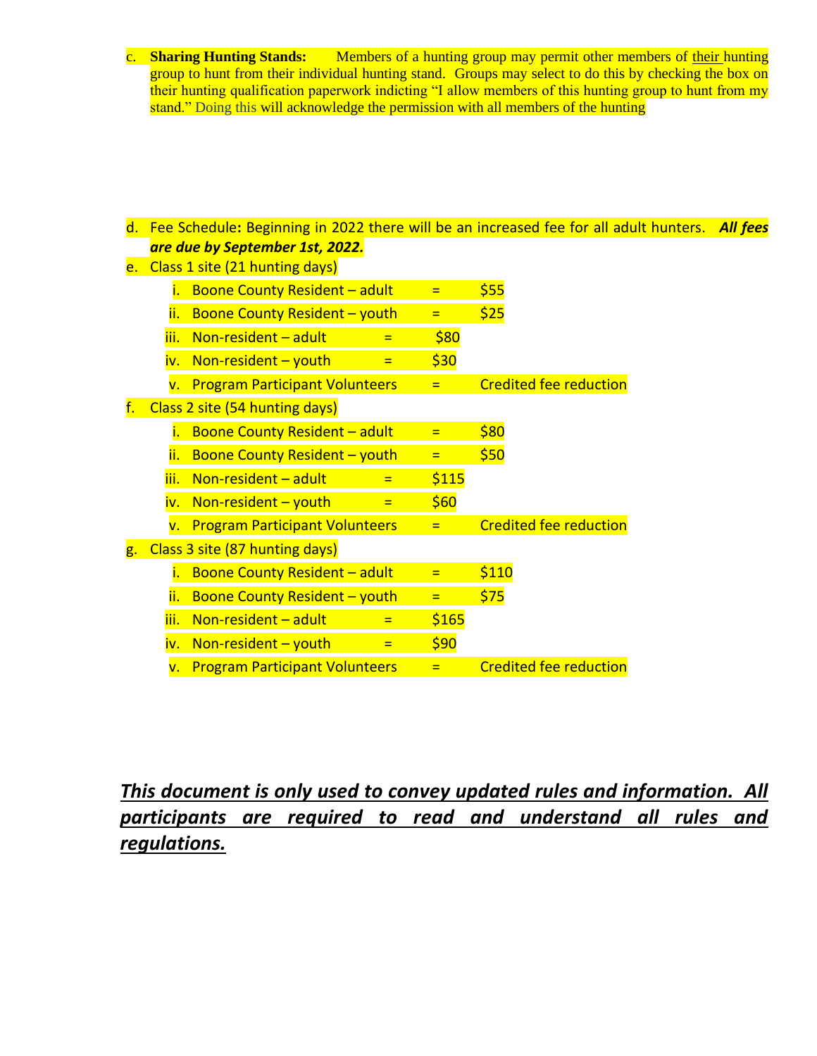c. **Sharing Hunting Stands:** Members of a hunting group may permit other members of their hunting group to hunt from their individual hunting stand. Groups may select to do this by checking the box on their hunting qualification paperwork indicting "I allow members of this hunting group to hunt from my stand." Doing this will acknowledge the permission with all members of the hunting

d. Fee Schedule**:** Beginning in 2022 there will be an increased fee for all adult hunters. ***All fees are due by September 1st, 2022.***

e. Class 1 site (21 hunting days)
   - i. Boone County Resident – adult = $55
   - ii. Boone County Resident – youth = $25
   - iii. Non-resident – adult = $80
   - iv. Non-resident – youth = $30
   - v. Program Participant Volunteers = Credited fee reduction

f. Class 2 site (54 hunting days)
   - i. Boone County Resident – adult = $80
   - ii. Boone County Resident – youth = $50
   - iii. Non-resident – adult = $115
   - iv. Non-resident – youth = $60
   - v. Program Participant Volunteers = Credited fee reduction

g. Class 3 site (87 hunting days)
   - i. Boone County Resident – adult = $110
   - ii. Boone County Resident – youth = $75
   - iii. Non-resident – adult = $165
   - iv. Non-resident – youth = $90
   - v. Program Participant Volunteers = Credited fee reduction

***This document is only used to convey updated rules and information. All participants are required to read and understand all rules and regulations.***